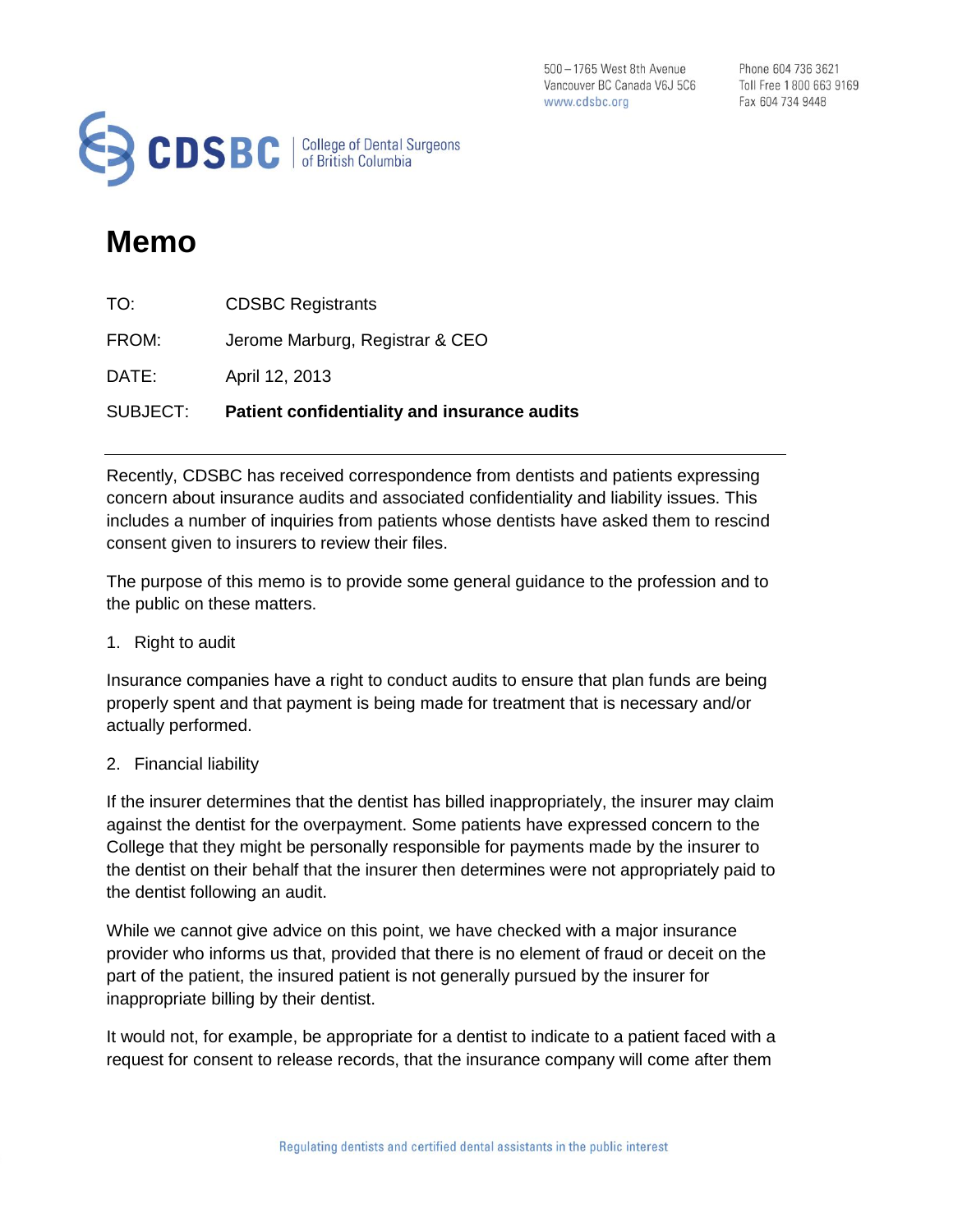500 – 1765 West 8th Avenue
Vancouver BC Canada V6J 5C6
www.cdsbc.org

Phone 604 736 3621
Toll Free 1 800 663 9169
Fax 604 734 9448

**CDSBC** | College of Dental Surgeons of British Columbia

# Memo

| | |
|---|---|
| TO: | CDSBC Registrants |
| FROM: | Jerome Marburg, Registrar & CEO |
| DATE: | April 12, 2013 |
| SUBJECT: | **Patient confidentiality and insurance audits** |

---

Recently, CDSBC has received correspondence from dentists and patients expressing concern about insurance audits and associated confidentiality and liability issues. This includes a number of inquiries from patients whose dentists have asked them to rescind consent given to insurers to review their files.

The purpose of this memo is to provide some general guidance to the profession and to the public on these matters.

1. Right to audit

Insurance companies have a right to conduct audits to ensure that plan funds are being properly spent and that payment is being made for treatment that is necessary and/or actually performed.

2. Financial liability

If the insurer determines that the dentist has billed inappropriately, the insurer may claim against the dentist for the overpayment. Some patients have expressed concern to the College that they might be personally responsible for payments made by the insurer to the dentist on their behalf that the insurer then determines were not appropriately paid to the dentist following an audit.

While we cannot give advice on this point, we have checked with a major insurance provider who informs us that, provided that there is no element of fraud or deceit on the part of the patient, the insured patient is not generally pursued by the insurer for inappropriate billing by their dentist.

It would not, for example, be appropriate for a dentist to indicate to a patient faced with a request for consent to release records, that the insurance company will come after them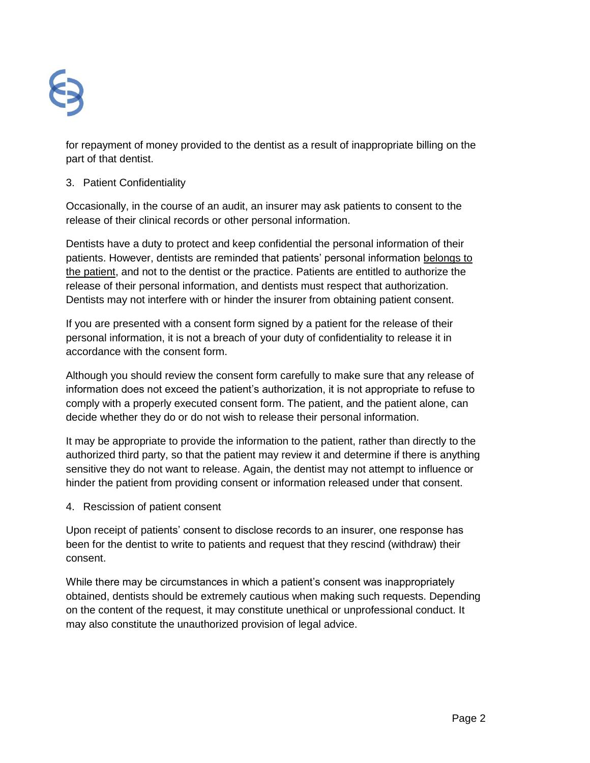for repayment of money provided to the dentist as a result of inappropriate billing on the part of that dentist.

3. Patient Confidentiality

Occasionally, in the course of an audit, an insurer may ask patients to consent to the release of their clinical records or other personal information.

Dentists have a duty to protect and keep confidential the personal information of their patients. However, dentists are reminded that patients' personal information <u>belongs to the patient</u>, and not to the dentist or the practice. Patients are entitled to authorize the release of their personal information, and dentists must respect that authorization. Dentists may not interfere with or hinder the insurer from obtaining patient consent.

If you are presented with a consent form signed by a patient for the release of their personal information, it is not a breach of your duty of confidentiality to release it in accordance with the consent form.

Although you should review the consent form carefully to make sure that any release of information does not exceed the patient's authorization, it is not appropriate to refuse to comply with a properly executed consent form. The patient, and the patient alone, can decide whether they do or do not wish to release their personal information.

It may be appropriate to provide the information to the patient, rather than directly to the authorized third party, so that the patient may review it and determine if there is anything sensitive they do not want to release. Again, the dentist may not attempt to influence or hinder the patient from providing consent or information released under that consent.

4. Rescission of patient consent

Upon receipt of patients' consent to disclose records to an insurer, one response has been for the dentist to write to patients and request that they rescind (withdraw) their consent.

While there may be circumstances in which a patient's consent was inappropriately obtained, dentists should be extremely cautious when making such requests. Depending on the content of the request, it may constitute unethical or unprofessional conduct. It may also constitute the unauthorized provision of legal advice.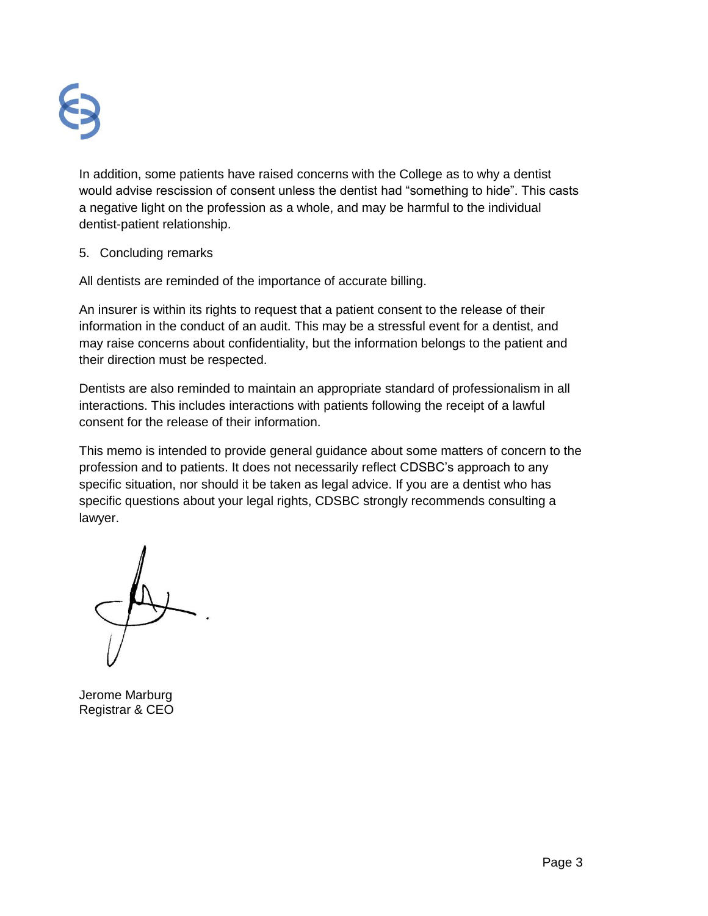In addition, some patients have raised concerns with the College as to why a dentist would advise rescission of consent unless the dentist had "something to hide". This casts a negative light on the profession as a whole, and may be harmful to the individual dentist-patient relationship.

## 5. Concluding remarks

All dentists are reminded of the importance of accurate billing.

An insurer is within its rights to request that a patient consent to the release of their information in the conduct of an audit. This may be a stressful event for a dentist, and may raise concerns about confidentiality, but the information belongs to the patient and their direction must be respected.

Dentists are also reminded to maintain an appropriate standard of professionalism in all interactions. This includes interactions with patients following the receipt of a lawful consent for the release of their information.

This memo is intended to provide general guidance about some matters of concern to the profession and to patients. It does not necessarily reflect CDSBC's approach to any specific situation, nor should it be taken as legal advice. If you are a dentist who has specific questions about your legal rights, CDSBC strongly recommends consulting a lawyer.

Jerome Marburg
Registrar & CEO